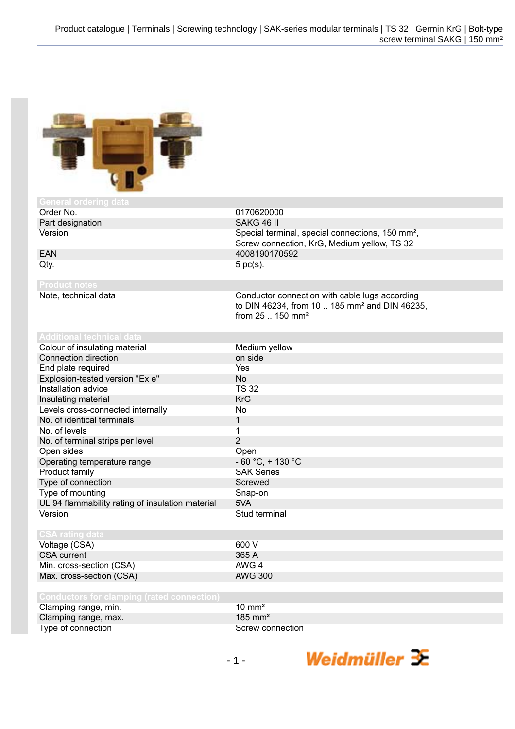Product catalogue | Terminals | Screwing technology | SAK-series modular terminals | TS 32 | Germin KrG | Bolt-type screw terminal SAKG | 150 mm²

| General ordering data | |
|---|---|
| Order No. | 0170620000 |
| Part designation | SAKG 46 II |
| Version | Special terminal, special connections, 150 mm², Screw connection, KrG, Medium yellow, TS 32 |
| EAN | 4008190170592 |
| Qty. | 5 pc(s). |

| Product notes | |
|---|---|
| Note, technical data | Conductor connection with cable lugs according to DIN 46234, from 10 .. 185 mm² and DIN 46235, from 25 .. 150 mm² |

| Additional technical data | |
|---|---|
| Colour of insulating material | Medium yellow |
| Connection direction | on side |
| End plate required | Yes |
| Explosion-tested version "Ex e" | No |
| Installation advice | TS 32 |
| Insulating material | KrG |
| Levels cross-connected internally | No |
| No. of identical terminals | 1 |
| No. of levels | 1 |
| No. of terminal strips per level | 2 |
| Open sides | Open |
| Operating temperature range | - 60 °C, + 130 °C |
| Product family | SAK Series |
| Type of connection | Screwed |
| Type of mounting | Snap-on |
| UL 94 flammability rating of insulation material | 5VA |
| Version | Stud terminal |

| CSA rating data | |
|---|---|
| Voltage (CSA) | 600 V |
| CSA current | 365 A |
| Min. cross-section (CSA) | AWG 4 |
| Max. cross-section (CSA) | AWG 300 |

| Conductors for clamping (rated connection) | |
|---|---|
| Clamping range, min. | 10 mm² |
| Clamping range, max. | 185 mm² |
| Type of connection | Screw connection |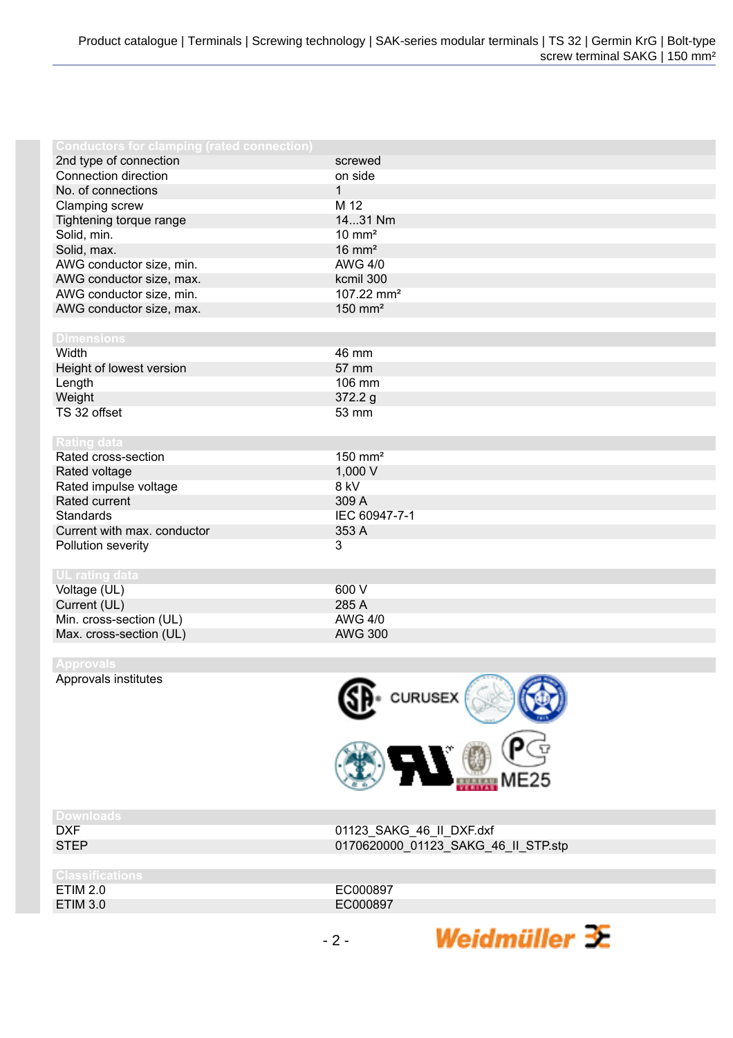## Conductors for clamping (rated connection)

| | |
|---|---|
| 2nd type of connection | screwed |
| Connection direction | on side |
| No. of connections | 1 |
| Clamping screw | M 12 |
| Tightening torque range | 14...31 Nm |
| Solid, min. | 10 mm² |
| Solid, max. | 16 mm² |
| AWG conductor size, min. | AWG 4/0 |
| AWG conductor size, max. | kcmil 300 |
| AWG conductor size, min. | 107.22 mm² |
| AWG conductor size, max. | 150 mm² |

## Dimensions

| | |
|---|---|
| Width | 46 mm |
| Height of lowest version | 57 mm |
| Length | 106 mm |
| Weight | 372.2 g |
| TS 32 offset | 53 mm |

## Rating data

| | |
|---|---|
| Rated cross-section | 150 mm² |
| Rated voltage | 1,000 V |
| Rated impulse voltage | 8 kV |
| Rated current | 309 A |
| Standards | IEC 60947-7-1 |
| Current with max. conductor | 353 A |
| Pollution severity | 3 |

## UL rating data

| | |
|---|---|
| Voltage (UL) | 600 V |
| Current (UL) | 285 A |
| Min. cross-section (UL) | AWG 4/0 |
| Max. cross-section (UL) | AWG 300 |

## Approvals

| | |
|---|---|
| Approvals institutes | CURUSEX, ME25 |

## Downloads

| | |
|---|---|
| DXF | 01123_SAKG_46_II_DXF.dxf |
| STEP | 0170620000_01123_SAKG_46_II_STP.stp |

## Classifications

| | |
|---|---|
| ETIM 2.0 | EC000897 |
| ETIM 3.0 | EC000897 |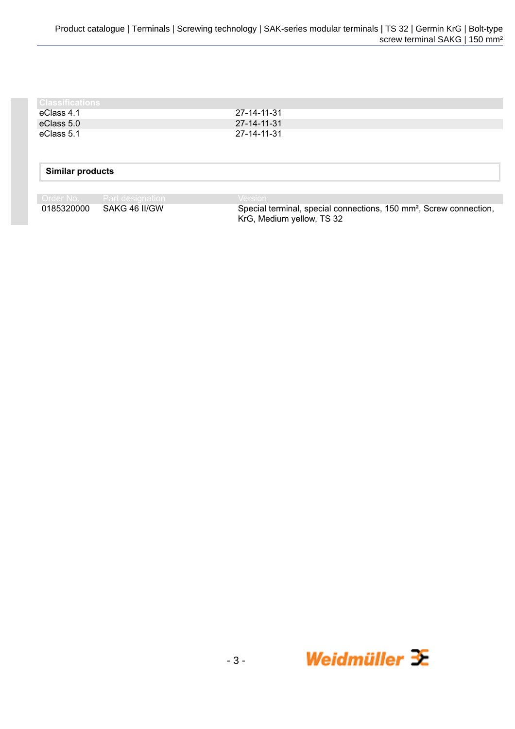| Classifications | |
| --- | --- |
| eClass 4.1 | 27-14-11-31 |
| eClass 5.0 | 27-14-11-31 |
| eClass 5.1 | 27-14-11-31 |

**Similar products**

| Order No. | Part designation | Version |
| --- | --- | --- |
| 0185320000 | SAKG 46 II/GW | Special terminal, special connections, 150 mm², Screw connection, KrG, Medium yellow, TS 32 |